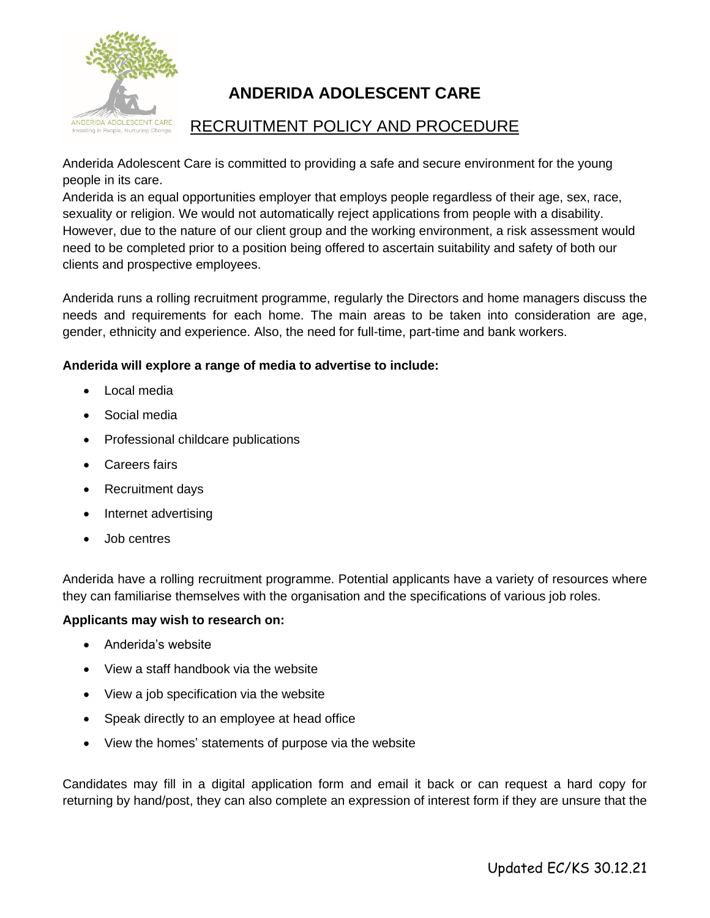# ANDERIDA ADOLESCENT CARE

## RECRUITMENT POLICY AND PROCEDURE

Anderida Adolescent Care is committed to providing a safe and secure environment for the young people in its care.
Anderida is an equal opportunities employer that employs people regardless of their age, sex, race, sexuality or religion. We would not automatically reject applications from people with a disability. However, due to the nature of our client group and the working environment, a risk assessment would need to be completed prior to a position being offered to ascertain suitability and safety of both our clients and prospective employees.

Anderida runs a rolling recruitment programme, regularly the Directors and home managers discuss the needs and requirements for each home. The main areas to be taken into consideration are age, gender, ethnicity and experience. Also, the need for full-time, part-time and bank workers.

**Anderida will explore a range of media to advertise to include:**

- Local media
- Social media
- Professional childcare publications
- Careers fairs
- Recruitment days
- Internet advertising
- Job centres

Anderida have a rolling recruitment programme. Potential applicants have a variety of resources where they can familiarise themselves with the organisation and the specifications of various job roles.

**Applicants may wish to research on:**

- Anderida's website
- View a staff handbook via the website
- View a job specification via the website
- Speak directly to an employee at head office
- View the homes' statements of purpose via the website

Candidates may fill in a digital application form and email it back or can request a hard copy for returning by hand/post, they can also complete an expression of interest form if they are unsure that the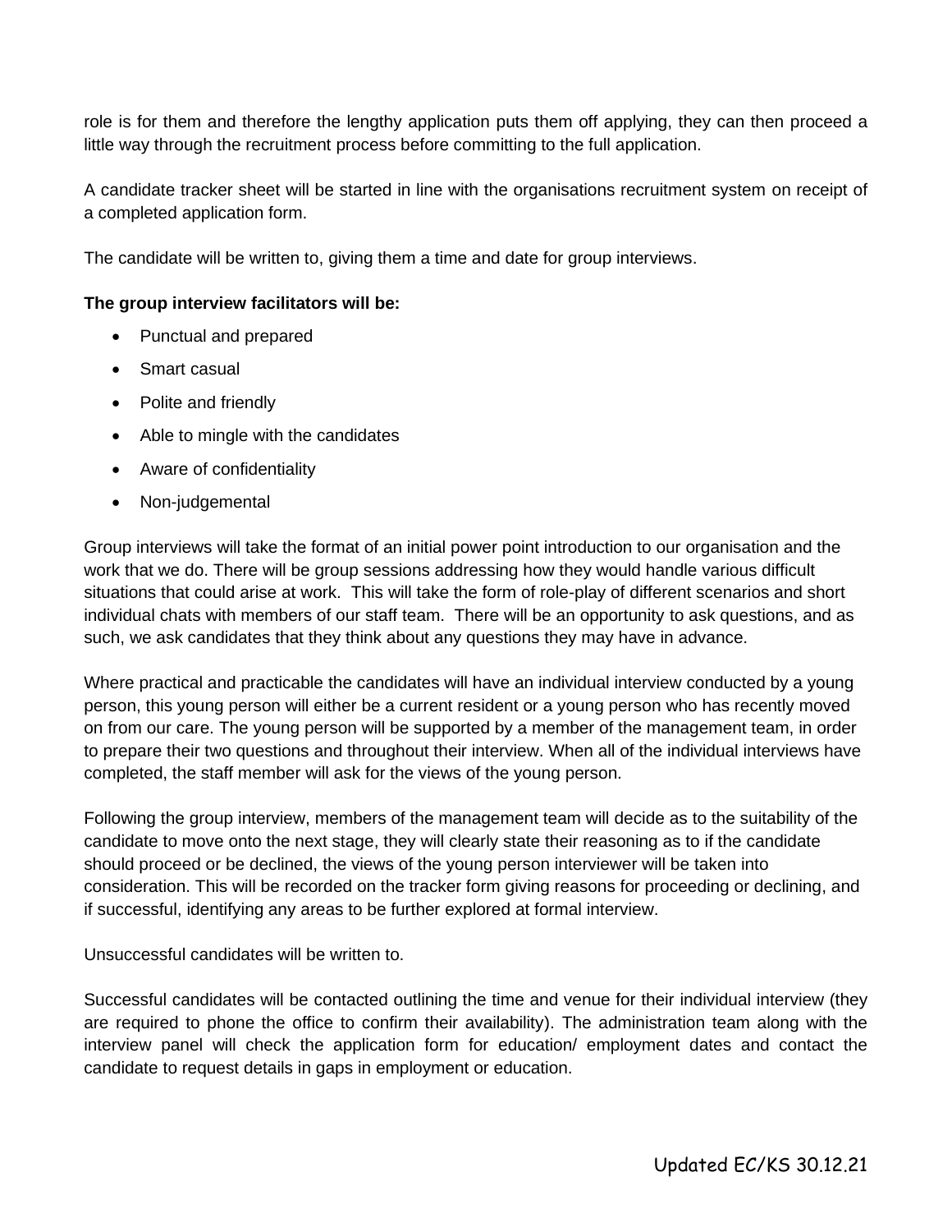role is for them and therefore the lengthy application puts them off applying, they can then proceed a little way through the recruitment process before committing to the full application.

A candidate tracker sheet will be started in line with the organisations recruitment system on receipt of a completed application form.

The candidate will be written to, giving them a time and date for group interviews.

**The group interview facilitators will be:**

- Punctual and prepared
- Smart casual
- Polite and friendly
- Able to mingle with the candidates
- Aware of confidentiality
- Non-judgemental

Group interviews will take the format of an initial power point introduction to our organisation and the work that we do. There will be group sessions addressing how they would handle various difficult situations that could arise at work. This will take the form of role-play of different scenarios and short individual chats with members of our staff team. There will be an opportunity to ask questions, and as such, we ask candidates that they think about any questions they may have in advance.

Where practical and practicable the candidates will have an individual interview conducted by a young person, this young person will either be a current resident or a young person who has recently moved on from our care. The young person will be supported by a member of the management team, in order to prepare their two questions and throughout their interview. When all of the individual interviews have completed, the staff member will ask for the views of the young person.

Following the group interview, members of the management team will decide as to the suitability of the candidate to move onto the next stage, they will clearly state their reasoning as to if the candidate should proceed or be declined, the views of the young person interviewer will be taken into consideration. This will be recorded on the tracker form giving reasons for proceeding or declining, and if successful, identifying any areas to be further explored at formal interview.

Unsuccessful candidates will be written to.

Successful candidates will be contacted outlining the time and venue for their individual interview (they are required to phone the office to confirm their availability). The administration team along with the interview panel will check the application form for education/ employment dates and contact the candidate to request details in gaps in employment or education.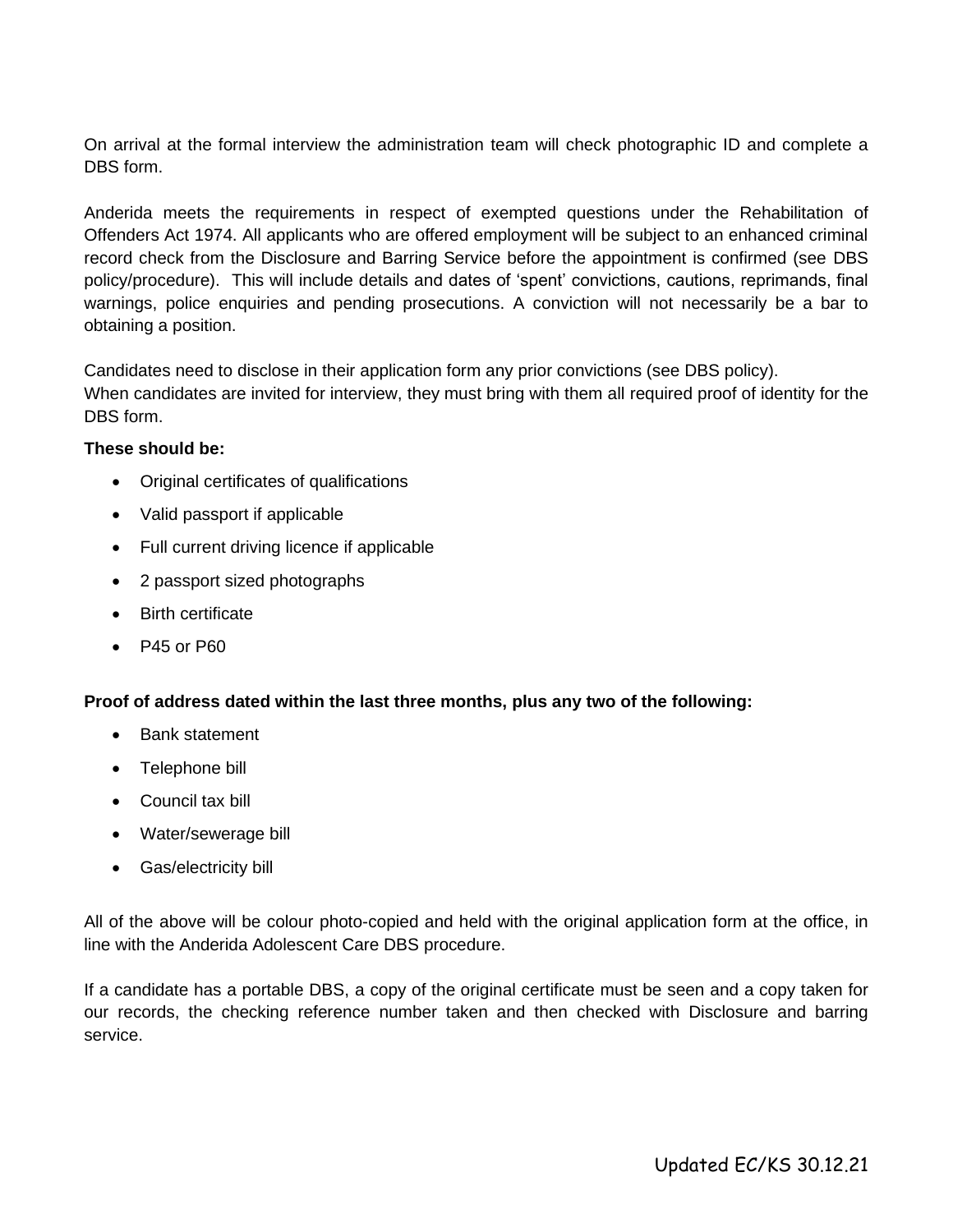On arrival at the formal interview the administration team will check photographic ID and complete a DBS form.

Anderida meets the requirements in respect of exempted questions under the Rehabilitation of Offenders Act 1974. All applicants who are offered employment will be subject to an enhanced criminal record check from the Disclosure and Barring Service before the appointment is confirmed (see DBS policy/procedure). This will include details and dates of 'spent' convictions, cautions, reprimands, final warnings, police enquiries and pending prosecutions. A conviction will not necessarily be a bar to obtaining a position.

Candidates need to disclose in their application form any prior convictions (see DBS policy).
When candidates are invited for interview, they must bring with them all required proof of identity for the DBS form.

**These should be:**

- Original certificates of qualifications
- Valid passport if applicable
- Full current driving licence if applicable
- 2 passport sized photographs
- Birth certificate
- P45 or P60

**Proof of address dated within the last three months, plus any two of the following:**

- Bank statement
- Telephone bill
- Council tax bill
- Water/sewerage bill
- Gas/electricity bill

All of the above will be colour photo-copied and held with the original application form at the office, in line with the Anderida Adolescent Care DBS procedure.

If a candidate has a portable DBS, a copy of the original certificate must be seen and a copy taken for our records, the checking reference number taken and then checked with Disclosure and barring service.

Updated EC/KS 30.12.21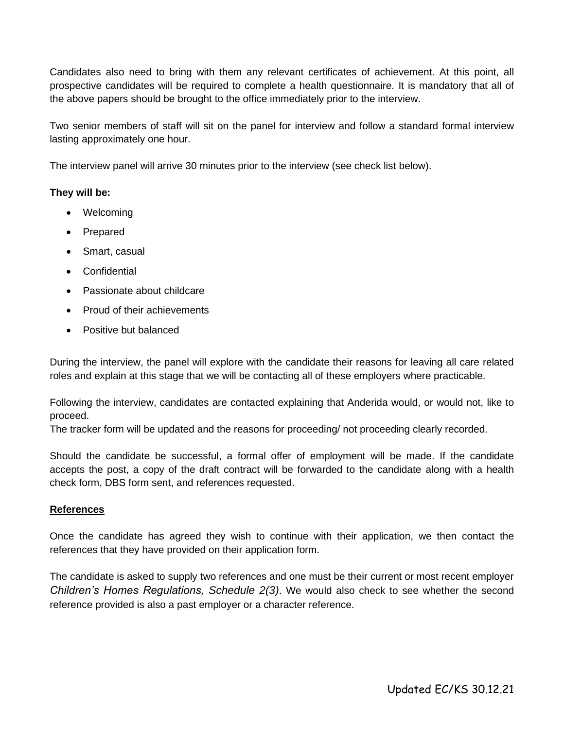Candidates also need to bring with them any relevant certificates of achievement. At this point, all prospective candidates will be required to complete a health questionnaire. It is mandatory that all of the above papers should be brought to the office immediately prior to the interview.

Two senior members of staff will sit on the panel for interview and follow a standard formal interview lasting approximately one hour.

The interview panel will arrive 30 minutes prior to the interview (see check list below).

**They will be:**

- Welcoming
- Prepared
- Smart, casual
- Confidential
- Passionate about childcare
- Proud of their achievements
- Positive but balanced

During the interview, the panel will explore with the candidate their reasons for leaving all care related roles and explain at this stage that we will be contacting all of these employers where practicable.

Following the interview, candidates are contacted explaining that Anderida would, or would not, like to proceed.
The tracker form will be updated and the reasons for proceeding/ not proceeding clearly recorded.

Should the candidate be successful, a formal offer of employment will be made. If the candidate accepts the post, a copy of the draft contract will be forwarded to the candidate along with a health check form, DBS form sent, and references requested.

**References**

Once the candidate has agreed they wish to continue with their application, we then contact the references that they have provided on their application form.

The candidate is asked to supply two references and one must be their current or most recent employer *Children's Homes Regulations, Schedule 2(3)*. We would also check to see whether the second reference provided is also a past employer or a character reference.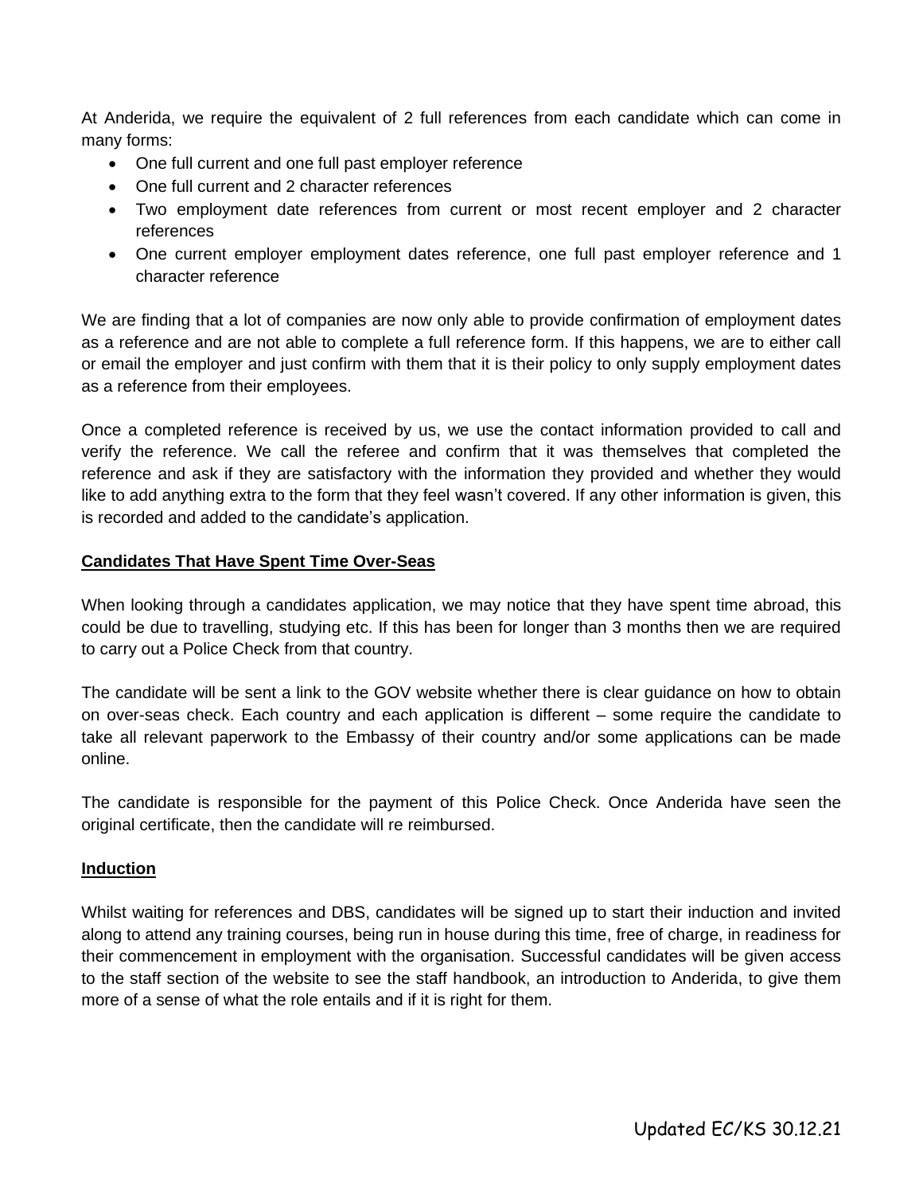At Anderida, we require the equivalent of 2 full references from each candidate which can come in many forms:

- One full current and one full past employer reference
- One full current and 2 character references
- Two employment date references from current or most recent employer and 2 character references
- One current employer employment dates reference, one full past employer reference and 1 character reference

We are finding that a lot of companies are now only able to provide confirmation of employment dates as a reference and are not able to complete a full reference form. If this happens, we are to either call or email the employer and just confirm with them that it is their policy to only supply employment dates as a reference from their employees.

Once a completed reference is received by us, we use the contact information provided to call and verify the reference. We call the referee and confirm that it was themselves that completed the reference and ask if they are satisfactory with the information they provided and whether they would like to add anything extra to the form that they feel wasn't covered. If any other information is given, this is recorded and added to the candidate's application.

**Candidates That Have Spent Time Over-Seas**

When looking through a candidates application, we may notice that they have spent time abroad, this could be due to travelling, studying etc. If this has been for longer than 3 months then we are required to carry out a Police Check from that country.

The candidate will be sent a link to the GOV website whether there is clear guidance on how to obtain on over-seas check. Each country and each application is different – some require the candidate to take all relevant paperwork to the Embassy of their country and/or some applications can be made online.

The candidate is responsible for the payment of this Police Check. Once Anderida have seen the original certificate, then the candidate will re reimbursed.

**Induction**

Whilst waiting for references and DBS, candidates will be signed up to start their induction and invited along to attend any training courses, being run in house during this time, free of charge, in readiness for their commencement in employment with the organisation. Successful candidates will be given access to the staff section of the website to see the staff handbook, an introduction to Anderida, to give them more of a sense of what the role entails and if it is right for them.

Updated EC/KS 30.12.21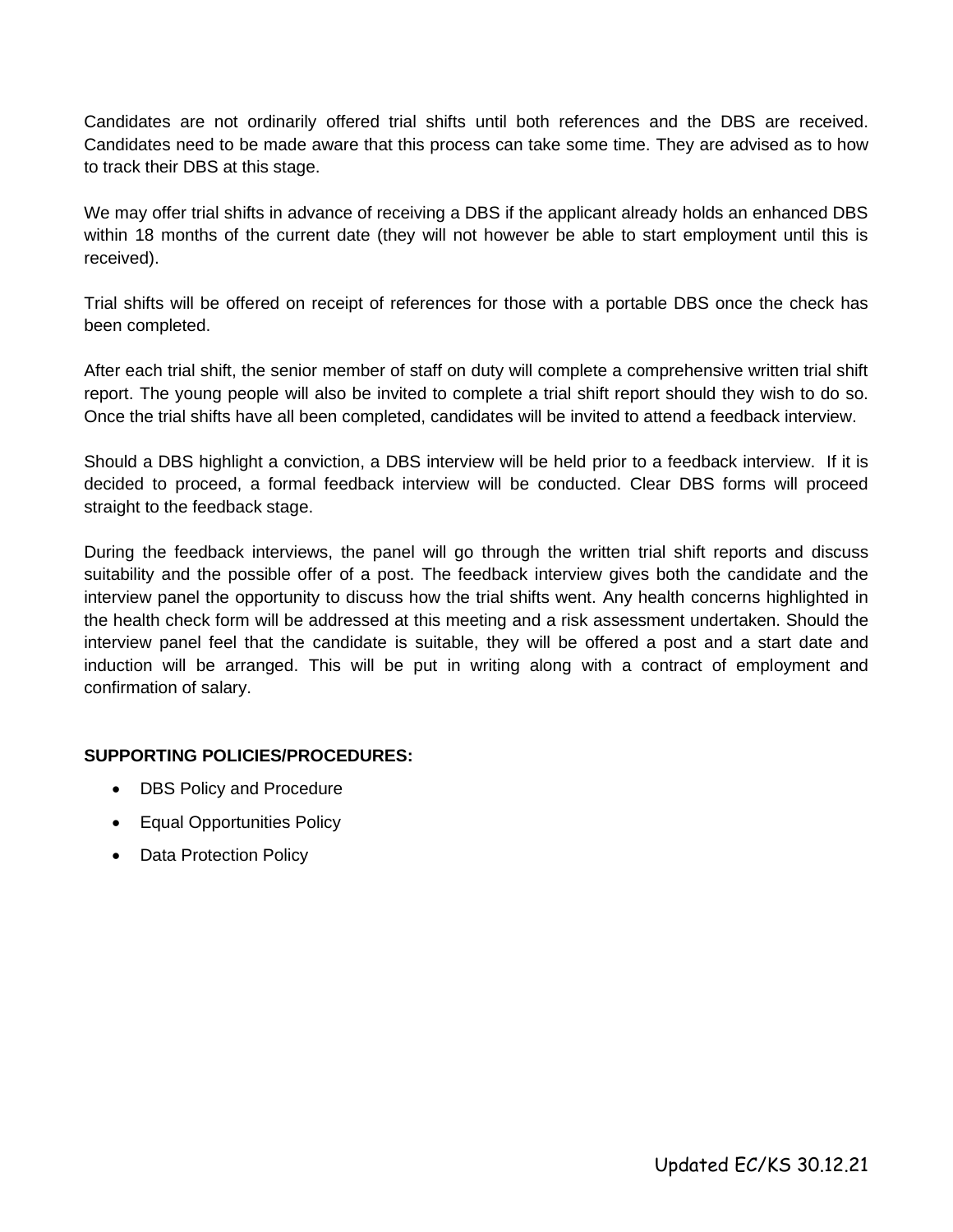Candidates are not ordinarily offered trial shifts until both references and the DBS are received. Candidates need to be made aware that this process can take some time. They are advised as to how to track their DBS at this stage.

We may offer trial shifts in advance of receiving a DBS if the applicant already holds an enhanced DBS within 18 months of the current date (they will not however be able to start employment until this is received).

Trial shifts will be offered on receipt of references for those with a portable DBS once the check has been completed.

After each trial shift, the senior member of staff on duty will complete a comprehensive written trial shift report. The young people will also be invited to complete a trial shift report should they wish to do so. Once the trial shifts have all been completed, candidates will be invited to attend a feedback interview.

Should a DBS highlight a conviction, a DBS interview will be held prior to a feedback interview. If it is decided to proceed, a formal feedback interview will be conducted. Clear DBS forms will proceed straight to the feedback stage.

During the feedback interviews, the panel will go through the written trial shift reports and discuss suitability and the possible offer of a post. The feedback interview gives both the candidate and the interview panel the opportunity to discuss how the trial shifts went. Any health concerns highlighted in the health check form will be addressed at this meeting and a risk assessment undertaken. Should the interview panel feel that the candidate is suitable, they will be offered a post and a start date and induction will be arranged. This will be put in writing along with a contract of employment and confirmation of salary.

**SUPPORTING POLICIES/PROCEDURES:**

- DBS Policy and Procedure
- Equal Opportunities Policy
- Data Protection Policy

Updated EC/KS 30.12.21